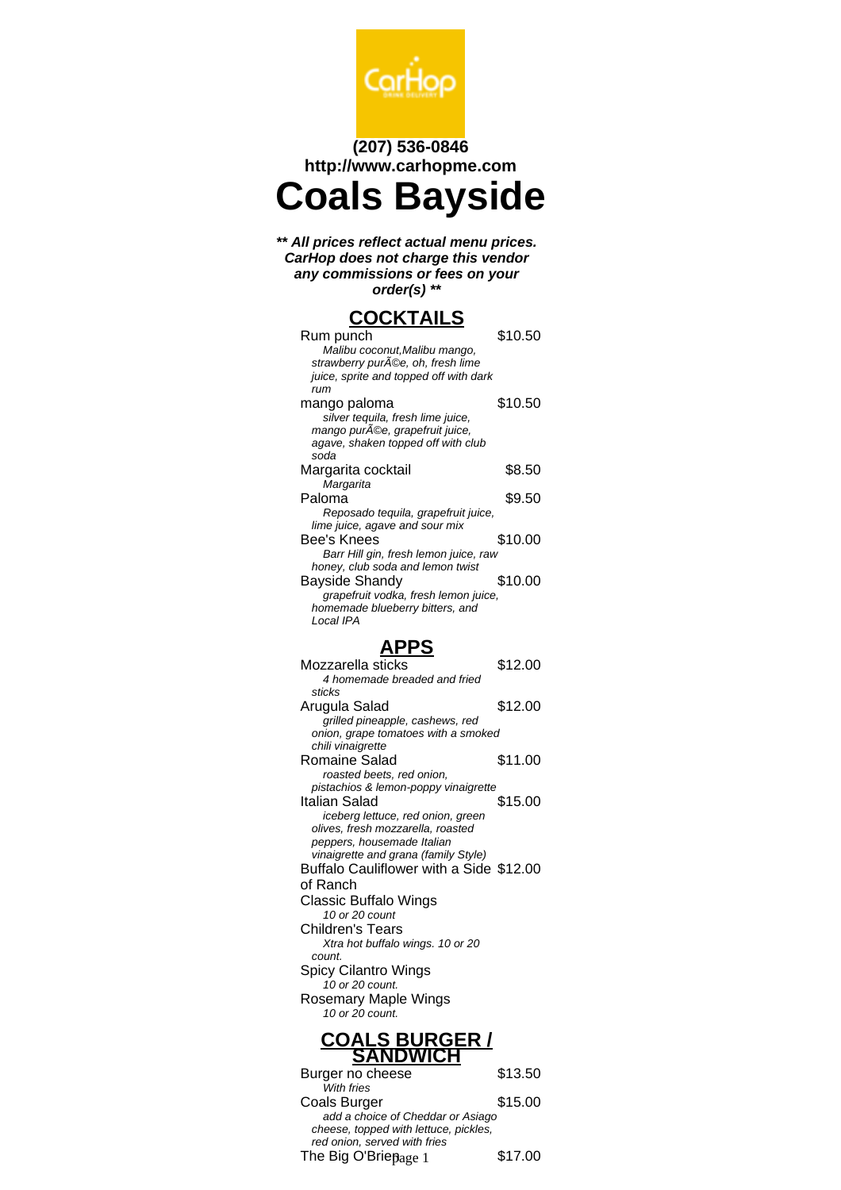(207) 536-0846
http://www.carhopme.com

# Coals Bayside

***\*\* All prices reflect actual menu prices. CarHop does not charge this vendor any commissions or fees on your order(s) \*\****

## COCKTAILS

**Rum punch** — $10.50
*Malibu coconut,Malibu mango, strawberry purÃ©e, oh, fresh lime juice, sprite and topped off with dark rum*

**mango paloma** — $10.50
*silver tequila, fresh lime juice, mango purÃ©e, grapefruit juice, agave, shaken topped off with club soda*

**Margarita cocktail** — $8.50
*Margarita*

**Paloma** — $9.50
*Reposado tequila, grapefruit juice, lime juice, agave and sour mix*

**Bee's Knees** — $10.00
*Barr Hill gin, fresh lemon juice, raw honey, club soda and lemon twist*

**Bayside Shandy** — $10.00
*grapefruit vodka, fresh lemon juice, homemade blueberry bitters, and Local IPA*

## APPS

**Mozzarella sticks** — $12.00
*4 homemade breaded and fried sticks*

**Arugula Salad** — $12.00
*grilled pineapple, cashews, red onion, grape tomatoes with a smoked chili vinaigrette*

**Romaine Salad** — $11.00
*roasted beets, red onion, pistachios & lemon-poppy vinaigrette*

**Italian Salad** — $15.00
*iceberg lettuce, red onion, green olives, fresh mozzarella, roasted peppers, housemade Italian vinaigrette and grana (family Style)*

**Buffalo Cauliflower with a Side of Ranch** — $12.00

**Classic Buffalo Wings**
*10 or 20 count*

**Children's Tears**
*Xtra hot buffalo wings. 10 or 20 count.*

**Spicy Cilantro Wings**
*10 or 20 count.*

**Rosemary Maple Wings**
*10 or 20 count.*

## COALS BURGER / SANDWICH

**Burger no cheese** — $13.50
*With fries*

**Coals Burger** — $15.00
*add a choice of Cheddar or Asiago cheese, topped with lettuce, pickles, red onion, served with fries*

**The Big O'Brien** — $17.00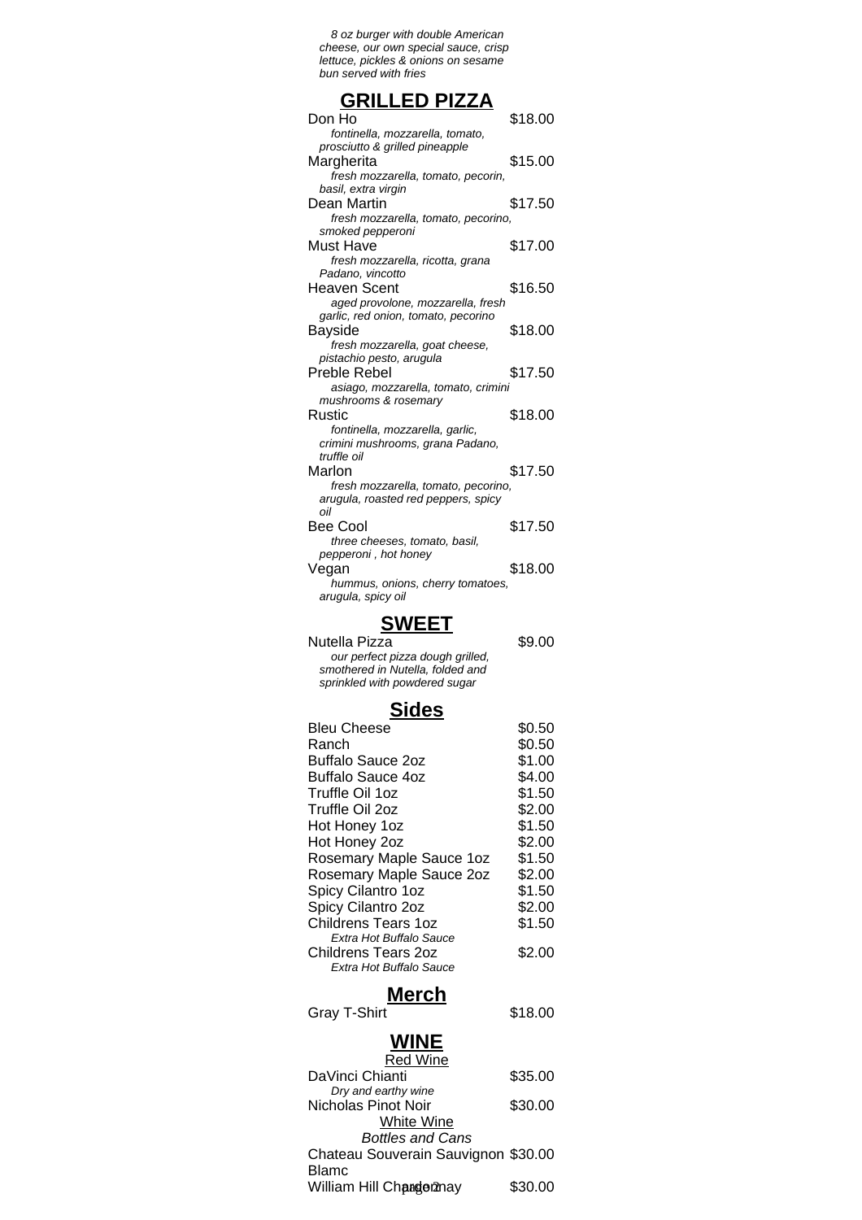*8 oz burger with double American cheese, our own special sauce, crisp lettuce, pickles & onions on sesame bun served with fries*

## GRILLED PIZZA

| Item | Price |
|---|---|
| Don Ho<br>*fontinella, mozzarella, tomato, prosciutto & grilled pineapple* | $18.00 |
| Margherita<br>*fresh mozzarella, tomato, pecorin, basil, extra virgin* | $15.00 |
| Dean Martin<br>*fresh mozzarella, tomato, pecorino, smoked pepperoni* | $17.50 |
| Must Have<br>*fresh mozzarella, ricotta, grana Padano, vincotto* | $17.00 |
| Heaven Scent<br>*aged provolone, mozzarella, fresh garlic, red onion, tomato, pecorino* | $16.50 |
| Bayside<br>*fresh mozzarella, goat cheese, pistachio pesto, arugula* | $18.00 |
| Preble Rebel<br>*asiago, mozzarella, tomato, crimini mushrooms & rosemary* | $17.50 |
| Rustic<br>*fontinella, mozzarella, garlic, crimini mushrooms, grana Padano, truffle oil* | $18.00 |
| Marlon<br>*fresh mozzarella, tomato, pecorino, arugula, roasted red peppers, spicy oil* | $17.50 |
| Bee Cool<br>*three cheeses, tomato, basil, pepperoni , hot honey* | $17.50 |
| Vegan<br>*hummus, onions, cherry tomatoes, arugula, spicy oil* | $18.00 |

## SWEET

| Item | Price |
|---|---|
| Nutella Pizza<br>*our perfect pizza dough grilled, smothered in Nutella, folded and sprinkled with powdered sugar* | $9.00 |

## Sides

| Item | Price |
|---|---|
| Bleu Cheese | $0.50 |
| Ranch | $0.50 |
| Buffalo Sauce 2oz | $1.00 |
| Buffalo Sauce 4oz | $4.00 |
| Truffle Oil 1oz | $1.50 |
| Truffle Oil 2oz | $2.00 |
| Hot Honey 1oz | $1.50 |
| Hot Honey 2oz | $2.00 |
| Rosemary Maple Sauce 1oz | $1.50 |
| Rosemary Maple Sauce 2oz | $2.00 |
| Spicy Cilantro 1oz | $1.50 |
| Spicy Cilantro 2oz | $2.00 |
| Childrens Tears 1oz<br>*Extra Hot Buffalo Sauce* | $1.50 |
| Childrens Tears 2oz<br>*Extra Hot Buffalo Sauce* | $2.00 |

## Merch

| Item | Price |
|---|---|
| Gray T-Shirt | $18.00 |

## WINE

### Red Wine

| Item | Price |
|---|---|
| DaVinci Chianti<br>*Dry and earthy wine* | $35.00 |
| Nicholas Pinot Noir | $30.00 |

### White Wine

*Bottles and Cans*

| Item | Price |
|---|---|
| Chateau Souverain Sauvignon Blamc | $30.00 |
| William Hill Chardonnay | $30.00 |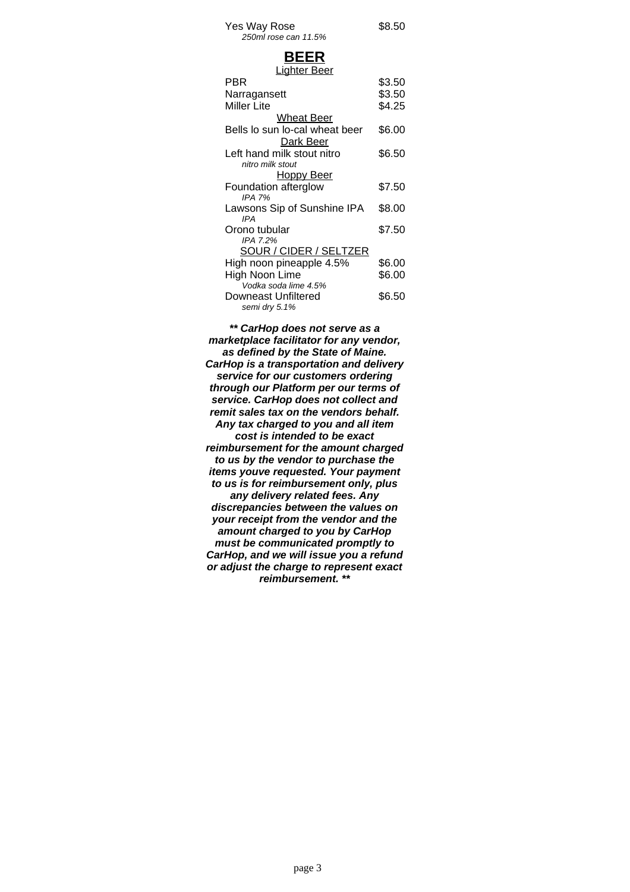| | |
|---|---|
| Yes Way Rose<br>*250ml rose can 11.5%* | $8.50 |

## BEER

**Lighter Beer**

| | |
|---|---|
| PBR | $3.50 |
| Narragansett | $3.50 |
| Miller Lite | $4.25 |

**Wheat Beer**

| | |
|---|---|
| Bells lo sun lo-cal wheat beer | $6.00 |

**Dark Beer**

| | |
|---|---|
| Left hand milk stout nitro<br>*nitro milk stout* | $6.50 |

**Hoppy Beer**

| | |
|---|---|
| Foundation afterglow<br>*IPA 7%* | $7.50 |
| Lawsons Sip of Sunshine IPA<br>*IPA* | $8.00 |
| Orono tubular<br>*IPA 7.2%* | $7.50 |

**SOUR / CIDER / SELTZER**

| | |
|---|---|
| High noon pineapple 4.5% | $6.00 |
| High Noon Lime<br>*Vodka soda lime 4.5%* | $6.00 |
| Downeast Unfiltered<br>*semi dry 5.1%* | $6.50 |

***\*\* CarHop does not serve as a marketplace facilitator for any vendor, as defined by the State of Maine. CarHop is a transportation and delivery service for our customers ordering through our Platform per our terms of service. CarHop does not collect and remit sales tax on the vendors behalf. Any tax charged to you and all item cost is intended to be exact reimbursement for the amount charged to us by the vendor to purchase the items youve requested. Your payment to us is for reimbursement only, plus any delivery related fees. Any discrepancies between the values on your receipt from the vendor and the amount charged to you by CarHop must be communicated promptly to CarHop, and we will issue you a refund or adjust the charge to represent exact reimbursement. \*\****